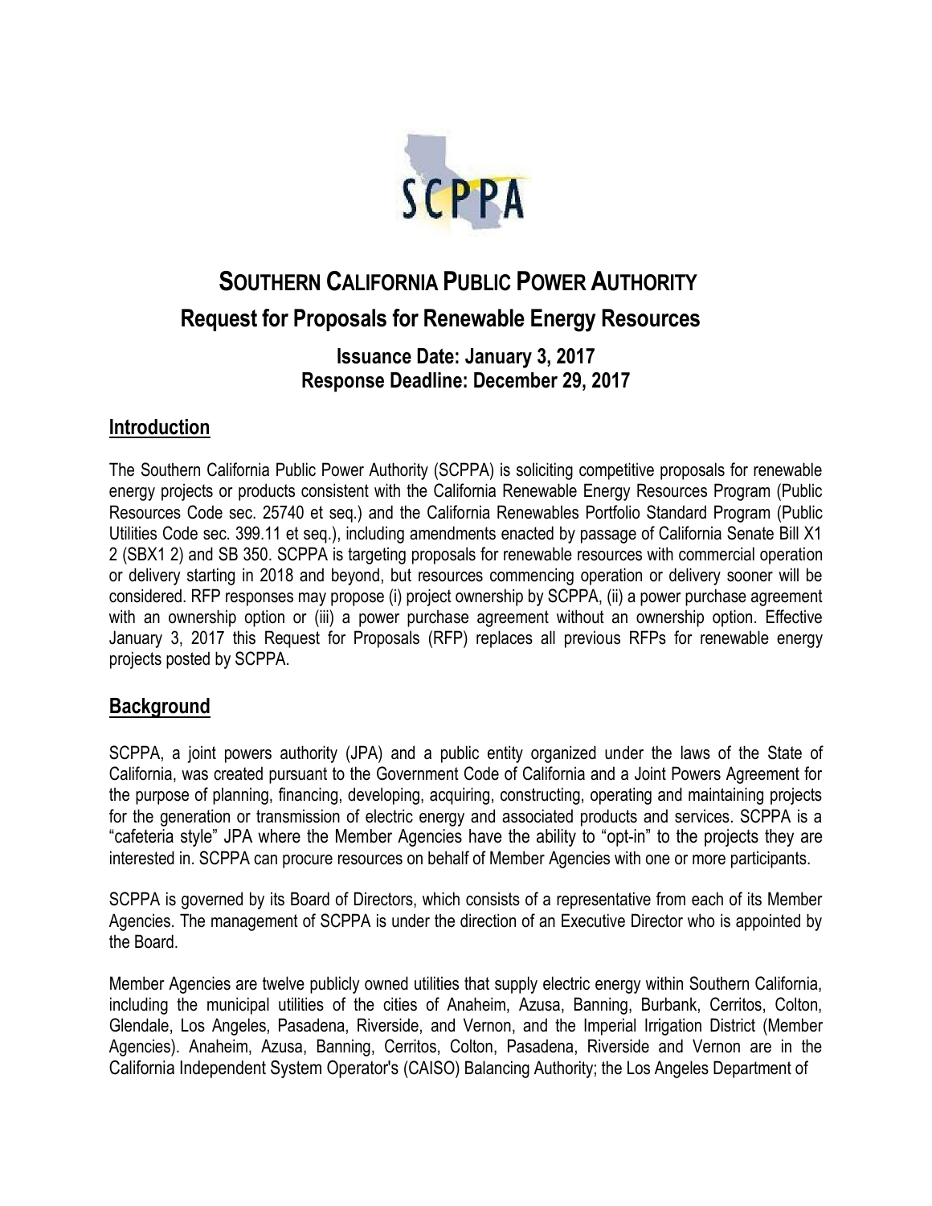# SOUTHERN CALIFORNIA PUBLIC POWER AUTHORITY

## Request for Proposals for Renewable Energy Resources

### Issuance Date: January 3, 2017
### Response Deadline: December 29, 2017

## Introduction

The Southern California Public Power Authority (SCPPA) is soliciting competitive proposals for renewable energy projects or products consistent with the California Renewable Energy Resources Program (Public Resources Code sec. 25740 et seq.) and the California Renewables Portfolio Standard Program (Public Utilities Code sec. 399.11 et seq.), including amendments enacted by passage of California Senate Bill X1 2 (SBX1 2) and SB 350. SCPPA is targeting proposals for renewable resources with commercial operation or delivery starting in 2018 and beyond, but resources commencing operation or delivery sooner will be considered. RFP responses may propose (i) project ownership by SCPPA, (ii) a power purchase agreement with an ownership option or (iii) a power purchase agreement without an ownership option. Effective January 3, 2017 this Request for Proposals (RFP) replaces all previous RFPs for renewable energy projects posted by SCPPA.

## Background

SCPPA, a joint powers authority (JPA) and a public entity organized under the laws of the State of California, was created pursuant to the Government Code of California and a Joint Powers Agreement for the purpose of planning, financing, developing, acquiring, constructing, operating and maintaining projects for the generation or transmission of electric energy and associated products and services. SCPPA is a "cafeteria style" JPA where the Member Agencies have the ability to "opt-in" to the projects they are interested in. SCPPA can procure resources on behalf of Member Agencies with one or more participants.

SCPPA is governed by its Board of Directors, which consists of a representative from each of its Member Agencies. The management of SCPPA is under the direction of an Executive Director who is appointed by the Board.

Member Agencies are twelve publicly owned utilities that supply electric energy within Southern California, including the municipal utilities of the cities of Anaheim, Azusa, Banning, Burbank, Cerritos, Colton, Glendale, Los Angeles, Pasadena, Riverside, and Vernon, and the Imperial Irrigation District (Member Agencies). Anaheim, Azusa, Banning, Cerritos, Colton, Pasadena, Riverside and Vernon are in the California Independent System Operator's (CAISO) Balancing Authority; the Los Angeles Department of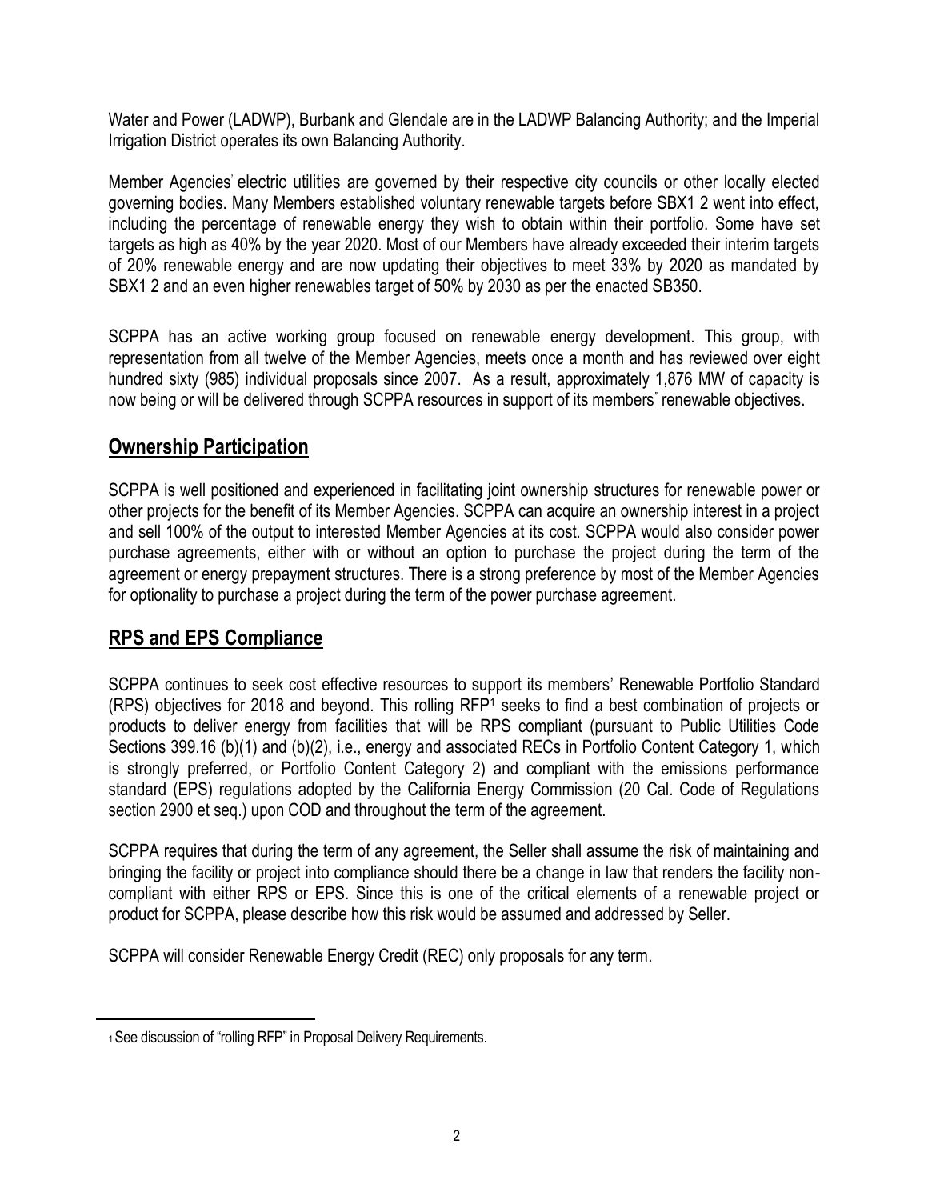Water and Power (LADWP), Burbank and Glendale are in the LADWP Balancing Authority; and the Imperial Irrigation District operates its own Balancing Authority.

Member Agencies' electric utilities are governed by their respective city councils or other locally elected governing bodies. Many Members established voluntary renewable targets before SBX1 2 went into effect, including the percentage of renewable energy they wish to obtain within their portfolio. Some have set targets as high as 40% by the year 2020. Most of our Members have already exceeded their interim targets of 20% renewable energy and are now updating their objectives to meet 33% by 2020 as mandated by SBX1 2 and an even higher renewables target of 50% by 2030 as per the enacted SB350.

SCPPA has an active working group focused on renewable energy development. This group, with representation from all twelve of the Member Agencies, meets once a month and has reviewed over eight hundred sixty (985) individual proposals since 2007. As a result, approximately 1,876 MW of capacity is now being or will be delivered through SCPPA resources in support of its members" renewable objectives.

## Ownership Participation

SCPPA is well positioned and experienced in facilitating joint ownership structures for renewable power or other projects for the benefit of its Member Agencies. SCPPA can acquire an ownership interest in a project and sell 100% of the output to interested Member Agencies at its cost. SCPPA would also consider power purchase agreements, either with or without an option to purchase the project during the term of the agreement or energy prepayment structures. There is a strong preference by most of the Member Agencies for optionality to purchase a project during the term of the power purchase agreement.

## RPS and EPS Compliance

SCPPA continues to seek cost effective resources to support its members' Renewable Portfolio Standard (RPS) objectives for 2018 and beyond. This rolling RFP[1] seeks to find a best combination of projects or products to deliver energy from facilities that will be RPS compliant (pursuant to Public Utilities Code Sections 399.16 (b)(1) and (b)(2), i.e., energy and associated RECs in Portfolio Content Category 1, which is strongly preferred, or Portfolio Content Category 2) and compliant with the emissions performance standard (EPS) regulations adopted by the California Energy Commission (20 Cal. Code of Regulations section 2900 et seq.) upon COD and throughout the term of the agreement.

SCPPA requires that during the term of any agreement, the Seller shall assume the risk of maintaining and bringing the facility or project into compliance should there be a change in law that renders the facility non-compliant with either RPS or EPS. Since this is one of the critical elements of a renewable project or product for SCPPA, please describe how this risk would be assumed and addressed by Seller.

SCPPA will consider Renewable Energy Credit (REC) only proposals for any term.

---

[1] See discussion of "rolling RFP" in Proposal Delivery Requirements.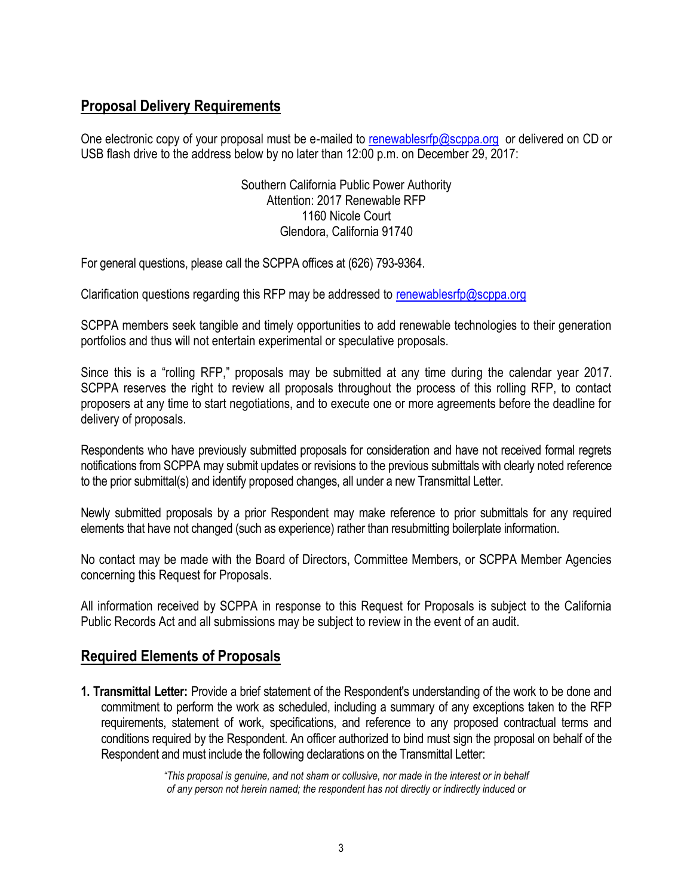## Proposal Delivery Requirements

One electronic copy of your proposal must be e-mailed to renewablesrfp@scppa.org or delivered on CD or USB flash drive to the address below by no later than 12:00 p.m. on December 29, 2017:

Southern California Public Power Authority
Attention: 2017 Renewable RFP
1160 Nicole Court
Glendora, California 91740

For general questions, please call the SCPPA offices at (626) 793-9364.

Clarification questions regarding this RFP may be addressed to renewablesrfp@scppa.org

SCPPA members seek tangible and timely opportunities to add renewable technologies to their generation portfolios and thus will not entertain experimental or speculative proposals.

Since this is a "rolling RFP," proposals may be submitted at any time during the calendar year 2017. SCPPA reserves the right to review all proposals throughout the process of this rolling RFP, to contact proposers at any time to start negotiations, and to execute one or more agreements before the deadline for delivery of proposals.

Respondents who have previously submitted proposals for consideration and have not received formal regrets notifications from SCPPA may submit updates or revisions to the previous submittals with clearly noted reference to the prior submittal(s) and identify proposed changes, all under a new Transmittal Letter.

Newly submitted proposals by a prior Respondent may make reference to prior submittals for any required elements that have not changed (such as experience) rather than resubmitting boilerplate information.

No contact may be made with the Board of Directors, Committee Members, or SCPPA Member Agencies concerning this Request for Proposals.

All information received by SCPPA in response to this Request for Proposals is subject to the California Public Records Act and all submissions may be subject to review in the event of an audit.

## Required Elements of Proposals

**1. Transmittal Letter:** Provide a brief statement of the Respondent's understanding of the work to be done and commitment to perform the work as scheduled, including a summary of any exceptions taken to the RFP requirements, statement of work, specifications, and reference to any proposed contractual terms and conditions required by the Respondent. An officer authorized to bind must sign the proposal on behalf of the Respondent and must include the following declarations on the Transmittal Letter:

> *"This proposal is genuine, and not sham or collusive, nor made in the interest or in behalf of any person not herein named; the respondent has not directly or indirectly induced or*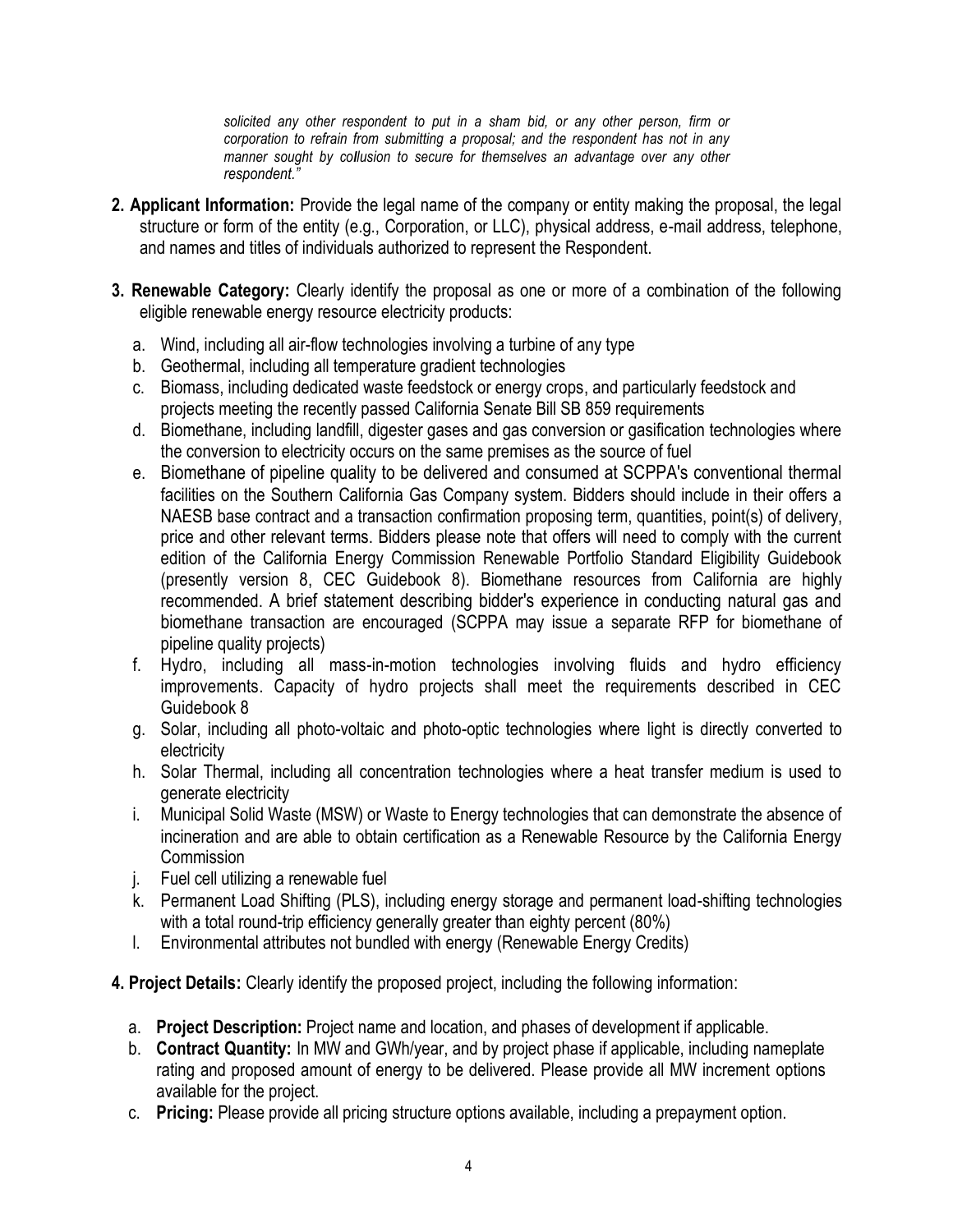*solicited any other respondent to put in a sham bid, or any other person, firm or corporation to refrain from submitting a proposal; and the respondent has not in any manner sought by collusion to secure for themselves an advantage over any other respondent."*

2. **Applicant Information:** Provide the legal name of the company or entity making the proposal, the legal structure or form of the entity (e.g., Corporation, or LLC), physical address, e-mail address, telephone, and names and titles of individuals authorized to represent the Respondent.

3. **Renewable Category:** Clearly identify the proposal as one or more of a combination of the following eligible renewable energy resource electricity products:

   a. Wind, including all air-flow technologies involving a turbine of any type
   b. Geothermal, including all temperature gradient technologies
   c. Biomass, including dedicated waste feedstock or energy crops, and particularly feedstock and projects meeting the recently passed California Senate Bill SB 859 requirements
   d. Biomethane, including landfill, digester gases and gas conversion or gasification technologies where the conversion to electricity occurs on the same premises as the source of fuel
   e. Biomethane of pipeline quality to be delivered and consumed at SCPPA's conventional thermal facilities on the Southern California Gas Company system. Bidders should include in their offers a NAESB base contract and a transaction confirmation proposing term, quantities, point(s) of delivery, price and other relevant terms. Bidders please note that offers will need to comply with the current edition of the California Energy Commission Renewable Portfolio Standard Eligibility Guidebook (presently version 8, CEC Guidebook 8). Biomethane resources from California are highly recommended. A brief statement describing bidder's experience in conducting natural gas and biomethane transaction are encouraged (SCPPA may issue a separate RFP for biomethane of pipeline quality projects)
   f. Hydro, including all mass-in-motion technologies involving fluids and hydro efficiency improvements. Capacity of hydro projects shall meet the requirements described in CEC Guidebook 8
   g. Solar, including all photo-voltaic and photo-optic technologies where light is directly converted to electricity
   h. Solar Thermal, including all concentration technologies where a heat transfer medium is used to generate electricity
   i. Municipal Solid Waste (MSW) or Waste to Energy technologies that can demonstrate the absence of incineration and are able to obtain certification as a Renewable Resource by the California Energy Commission
   j. Fuel cell utilizing a renewable fuel
   k. Permanent Load Shifting (PLS), including energy storage and permanent load-shifting technologies with a total round-trip efficiency generally greater than eighty percent (80%)
   l. Environmental attributes not bundled with energy (Renewable Energy Credits)

4. **Project Details:** Clearly identify the proposed project, including the following information:

   a. **Project Description:** Project name and location, and phases of development if applicable.
   b. **Contract Quantity:** In MW and GWh/year, and by project phase if applicable, including nameplate rating and proposed amount of energy to be delivered. Please provide all MW increment options available for the project.
   c. **Pricing:** Please provide all pricing structure options available, including a prepayment option.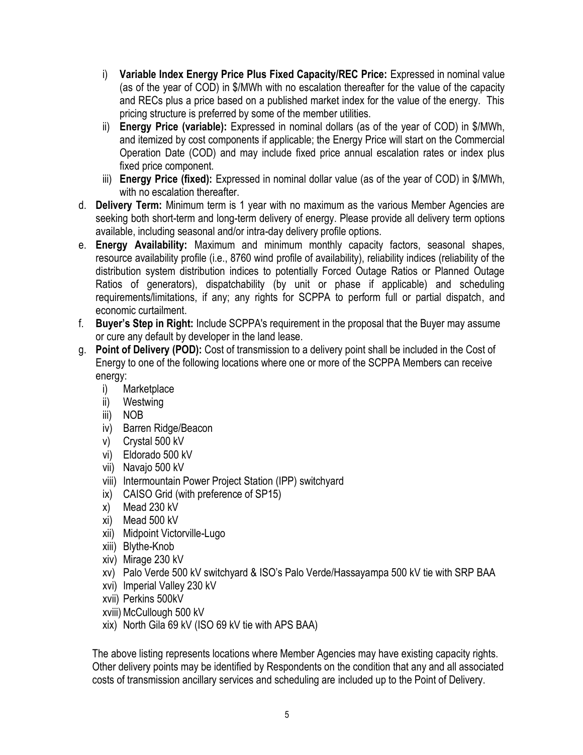i) **Variable Index Energy Price Plus Fixed Capacity/REC Price:** Expressed in nominal value (as of the year of COD) in $/MWh with no escalation thereafter for the value of the capacity and RECs plus a price based on a published market index for the value of the energy. This pricing structure is preferred by some of the member utilities.

ii) **Energy Price (variable):** Expressed in nominal dollars (as of the year of COD) in $/MWh, and itemized by cost components if applicable; the Energy Price will start on the Commercial Operation Date (COD) and may include fixed price annual escalation rates or index plus fixed price component.

iii) **Energy Price (fixed):** Expressed in nominal dollar value (as of the year of COD) in $/MWh, with no escalation thereafter.

d. **Delivery Term:** Minimum term is 1 year with no maximum as the various Member Agencies are seeking both short-term and long-term delivery of energy. Please provide all delivery term options available, including seasonal and/or intra-day delivery profile options.

e. **Energy Availability:** Maximum and minimum monthly capacity factors, seasonal shapes, resource availability profile (i.e., 8760 wind profile of availability), reliability indices (reliability of the distribution system distribution indices to potentially Forced Outage Ratios or Planned Outage Ratios of generators), dispatchability (by unit or phase if applicable) and scheduling requirements/limitations, if any; any rights for SCPPA to perform full or partial dispatch, and economic curtailment.

f. **Buyer's Step in Right:** Include SCPPA's requirement in the proposal that the Buyer may assume or cure any default by developer in the land lease.

g. **Point of Delivery (POD):** Cost of transmission to a delivery point shall be included in the Cost of Energy to one of the following locations where one or more of the SCPPA Members can receive energy:

   i) Marketplace
   ii) Westwing
   iii) NOB
   iv) Barren Ridge/Beacon
   v) Crystal 500 kV
   vi) Eldorado 500 kV
   vii) Navajo 500 kV
   viii) Intermountain Power Project Station (IPP) switchyard
   ix) CAISO Grid (with preference of SP15)
   x) Mead 230 kV
   xi) Mead 500 kV
   xii) Midpoint Victorville-Lugo
   xiii) Blythe-Knob
   xiv) Mirage 230 kV
   xv) Palo Verde 500 kV switchyard & ISO's Palo Verde/Hassayampa 500 kV tie with SRP BAA
   xvi) Imperial Valley 230 kV
   xvii) Perkins 500kV
   xviii) McCullough 500 kV
   xix) North Gila 69 kV (ISO 69 kV tie with APS BAA)

The above listing represents locations where Member Agencies may have existing capacity rights. Other delivery points may be identified by Respondents on the condition that any and all associated costs of transmission ancillary services and scheduling are included up to the Point of Delivery.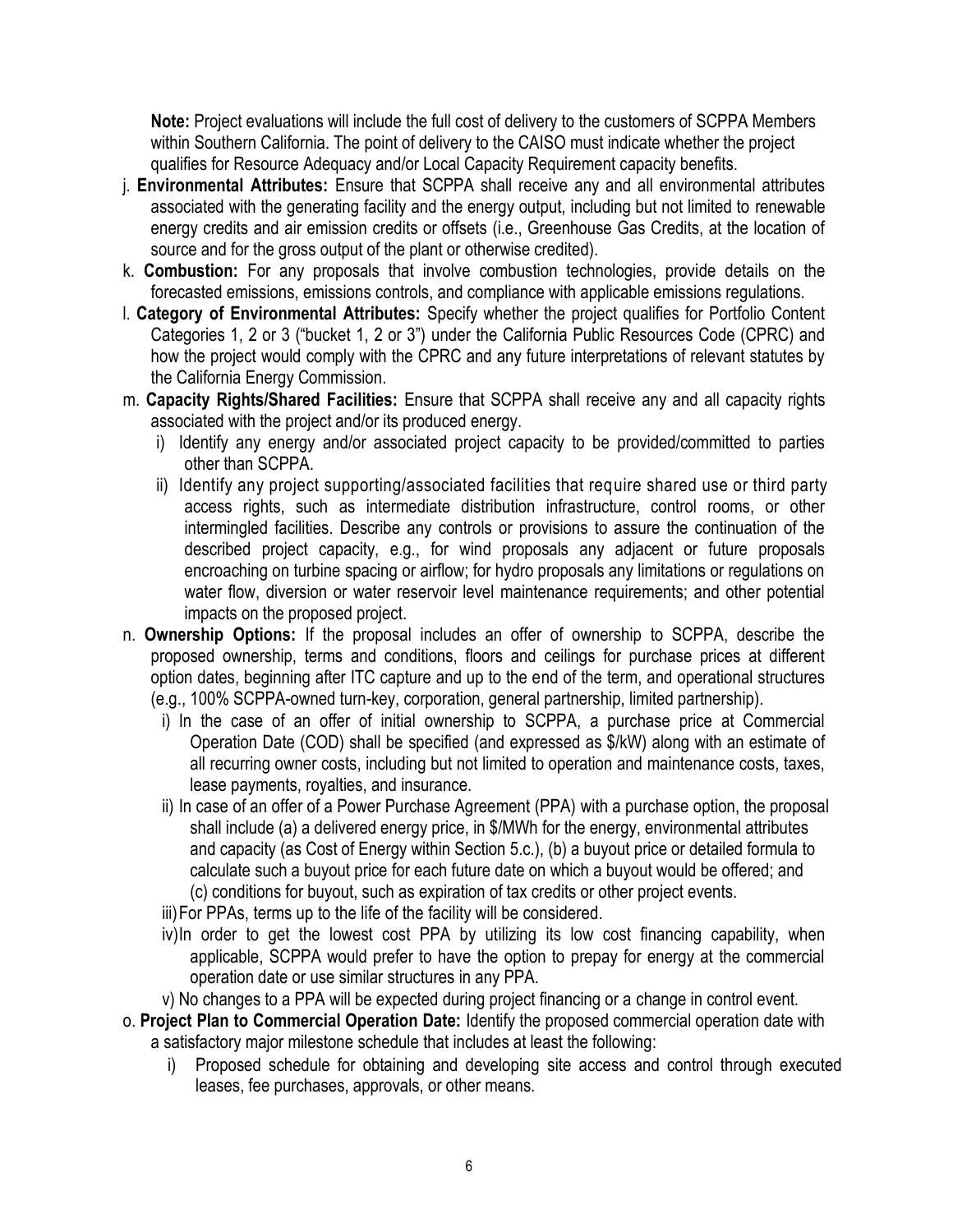**Note:** Project evaluations will include the full cost of delivery to the customers of SCPPA Members within Southern California. The point of delivery to the CAISO must indicate whether the project qualifies for Resource Adequacy and/or Local Capacity Requirement capacity benefits.

j. **Environmental Attributes:** Ensure that SCPPA shall receive any and all environmental attributes associated with the generating facility and the energy output, including but not limited to renewable energy credits and air emission credits or offsets (i.e., Greenhouse Gas Credits, at the location of source and for the gross output of the plant or otherwise credited).

k. **Combustion:** For any proposals that involve combustion technologies, provide details on the forecasted emissions, emissions controls, and compliance with applicable emissions regulations.

l. **Category of Environmental Attributes:** Specify whether the project qualifies for Portfolio Content Categories 1, 2 or 3 ("bucket 1, 2 or 3") under the California Public Resources Code (CPRC) and how the project would comply with the CPRC and any future interpretations of relevant statutes by the California Energy Commission.

m. **Capacity Rights/Shared Facilities:** Ensure that SCPPA shall receive any and all capacity rights associated with the project and/or its produced energy.
   - i) Identify any energy and/or associated project capacity to be provided/committed to parties other than SCPPA.
   - ii) Identify any project supporting/associated facilities that require shared use or third party access rights, such as intermediate distribution infrastructure, control rooms, or other intermingled facilities. Describe any controls or provisions to assure the continuation of the described project capacity, e.g., for wind proposals any adjacent or future proposals encroaching on turbine spacing or airflow; for hydro proposals any limitations or regulations on water flow, diversion or water reservoir level maintenance requirements; and other potential impacts on the proposed project.

n. **Ownership Options:** If the proposal includes an offer of ownership to SCPPA, describe the proposed ownership, terms and conditions, floors and ceilings for purchase prices at different option dates, beginning after ITC capture and up to the end of the term, and operational structures (e.g., 100% SCPPA-owned turn-key, corporation, general partnership, limited partnership).
   - i) In the case of an offer of initial ownership to SCPPA, a purchase price at Commercial Operation Date (COD) shall be specified (and expressed as $/kW) along with an estimate of all recurring owner costs, including but not limited to operation and maintenance costs, taxes, lease payments, royalties, and insurance.
   - ii) In case of an offer of a Power Purchase Agreement (PPA) with a purchase option, the proposal shall include (a) a delivered energy price, in $/MWh for the energy, environmental attributes and capacity (as Cost of Energy within Section 5.c.), (b) a buyout price or detailed formula to calculate such a buyout price for each future date on which a buyout would be offered; and (c) conditions for buyout, such as expiration of tax credits or other project events.
   - iii) For PPAs, terms up to the life of the facility will be considered.
   - iv) In order to get the lowest cost PPA by utilizing its low cost financing capability, when applicable, SCPPA would prefer to have the option to prepay for energy at the commercial operation date or use similar structures in any PPA.
   - v) No changes to a PPA will be expected during project financing or a change in control event.

o. **Project Plan to Commercial Operation Date:** Identify the proposed commercial operation date with a satisfactory major milestone schedule that includes at least the following:
   - i) Proposed schedule for obtaining and developing site access and control through executed leases, fee purchases, approvals, or other means.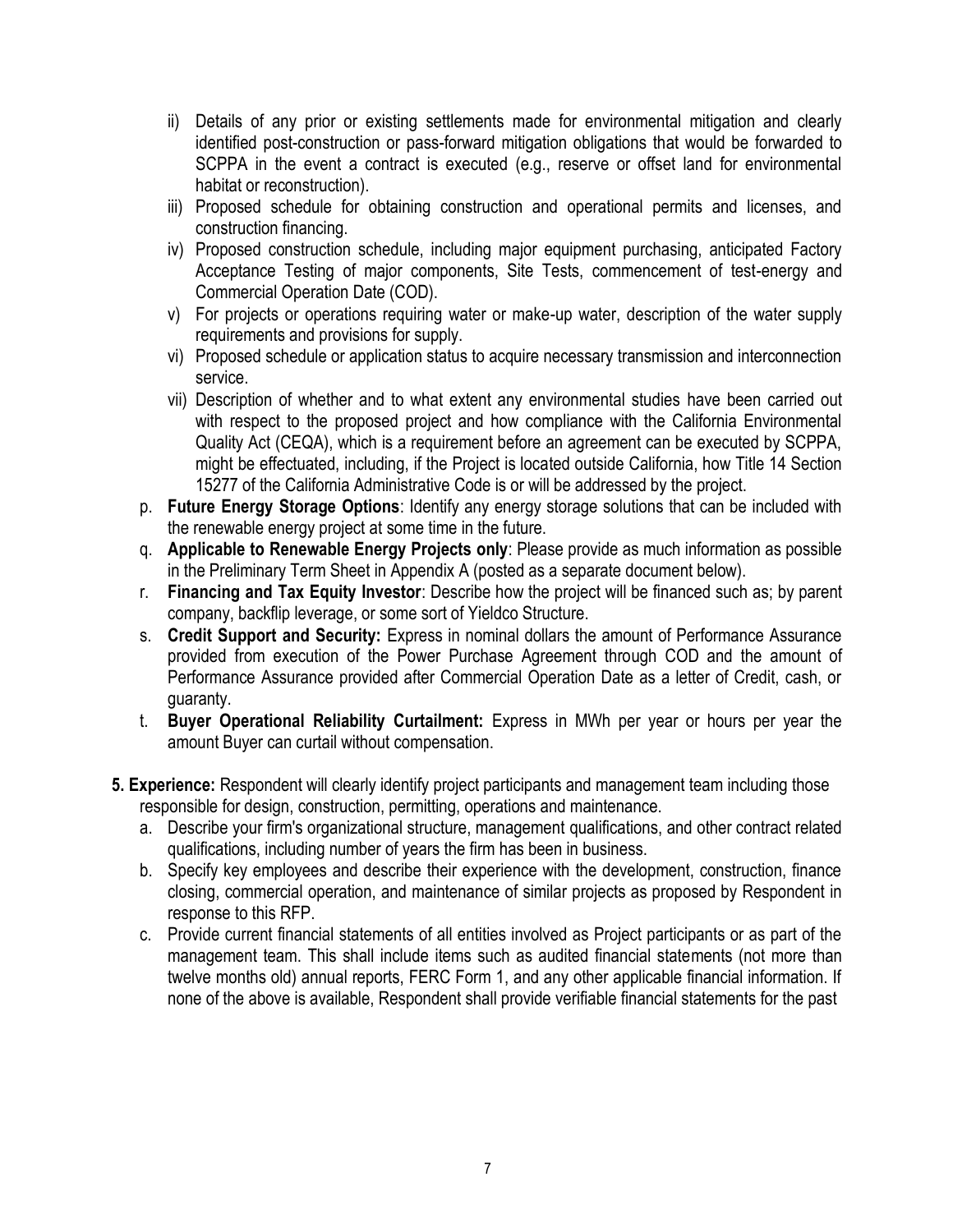- ii) Details of any prior or existing settlements made for environmental mitigation and clearly identified post-construction or pass-forward mitigation obligations that would be forwarded to SCPPA in the event a contract is executed (e.g., reserve or offset land for environmental habitat or reconstruction).
   - iii) Proposed schedule for obtaining construction and operational permits and licenses, and construction financing.
   - iv) Proposed construction schedule, including major equipment purchasing, anticipated Factory Acceptance Testing of major components, Site Tests, commencement of test-energy and Commercial Operation Date (COD).
   - v) For projects or operations requiring water or make-up water, description of the water supply requirements and provisions for supply.
   - vi) Proposed schedule or application status to acquire necessary transmission and interconnection service.
   - vii) Description of whether and to what extent any environmental studies have been carried out with respect to the proposed project and how compliance with the California Environmental Quality Act (CEQA), which is a requirement before an agreement can be executed by SCPPA, might be effectuated, including, if the Project is located outside California, how Title 14 Section 15277 of the California Administrative Code is or will be addressed by the project.

p. **Future Energy Storage Options**: Identify any energy storage solutions that can be included with the renewable energy project at some time in the future.

q. **Applicable to Renewable Energy Projects only**: Please provide as much information as possible in the Preliminary Term Sheet in Appendix A (posted as a separate document below).

r. **Financing and Tax Equity Investor**: Describe how the project will be financed such as; by parent company, backflip leverage, or some sort of Yieldco Structure.

s. **Credit Support and Security:** Express in nominal dollars the amount of Performance Assurance provided from execution of the Power Purchase Agreement through COD and the amount of Performance Assurance provided after Commercial Operation Date as a letter of Credit, cash, or guaranty.

t. **Buyer Operational Reliability Curtailment:** Express in MWh per year or hours per year the amount Buyer can curtail without compensation.

**5. Experience:** Respondent will clearly identify project participants and management team including those responsible for design, construction, permitting, operations and maintenance.

a. Describe your firm's organizational structure, management qualifications, and other contract related qualifications, including number of years the firm has been in business.

b. Specify key employees and describe their experience with the development, construction, finance closing, commercial operation, and maintenance of similar projects as proposed by Respondent in response to this RFP.

c. Provide current financial statements of all entities involved as Project participants or as part of the management team. This shall include items such as audited financial statements (not more than twelve months old) annual reports, FERC Form 1, and any other applicable financial information. If none of the above is available, Respondent shall provide verifiable financial statements for the past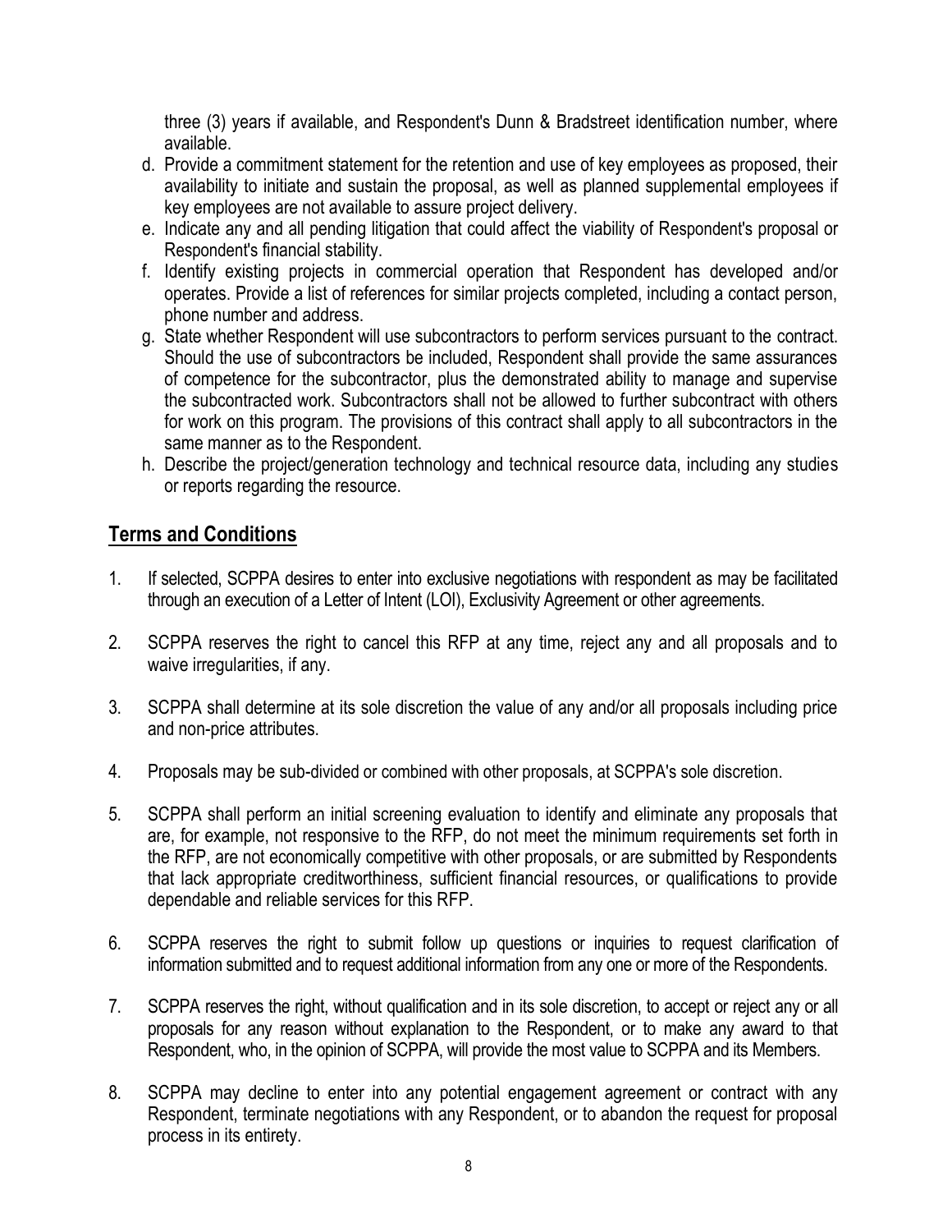three (3) years if available, and Respondent's Dunn & Bradstreet identification number, where available.

d. Provide a commitment statement for the retention and use of key employees as proposed, their availability to initiate and sustain the proposal, as well as planned supplemental employees if key employees are not available to assure project delivery.
e. Indicate any and all pending litigation that could affect the viability of Respondent's proposal or Respondent's financial stability.
f. Identify existing projects in commercial operation that Respondent has developed and/or operates. Provide a list of references for similar projects completed, including a contact person, phone number and address.
g. State whether Respondent will use subcontractors to perform services pursuant to the contract. Should the use of subcontractors be included, Respondent shall provide the same assurances of competence for the subcontractor, plus the demonstrated ability to manage and supervise the subcontracted work. Subcontractors shall not be allowed to further subcontract with others for work on this program. The provisions of this contract shall apply to all subcontractors in the same manner as to the Respondent.
h. Describe the project/generation technology and technical resource data, including any studies or reports regarding the resource.

## Terms and Conditions

1. If selected, SCPPA desires to enter into exclusive negotiations with respondent as may be facilitated through an execution of a Letter of Intent (LOI), Exclusivity Agreement or other agreements.

2. SCPPA reserves the right to cancel this RFP at any time, reject any and all proposals and to waive irregularities, if any.

3. SCPPA shall determine at its sole discretion the value of any and/or all proposals including price and non-price attributes.

4. Proposals may be sub-divided or combined with other proposals, at SCPPA's sole discretion.

5. SCPPA shall perform an initial screening evaluation to identify and eliminate any proposals that are, for example, not responsive to the RFP, do not meet the minimum requirements set forth in the RFP, are not economically competitive with other proposals, or are submitted by Respondents that lack appropriate creditworthiness, sufficient financial resources, or qualifications to provide dependable and reliable services for this RFP.

6. SCPPA reserves the right to submit follow up questions or inquiries to request clarification of information submitted and to request additional information from any one or more of the Respondents.

7. SCPPA reserves the right, without qualification and in its sole discretion, to accept or reject any or all proposals for any reason without explanation to the Respondent, or to make any award to that Respondent, who, in the opinion of SCPPA, will provide the most value to SCPPA and its Members.

8. SCPPA may decline to enter into any potential engagement agreement or contract with any Respondent, terminate negotiations with any Respondent, or to abandon the request for proposal process in its entirety.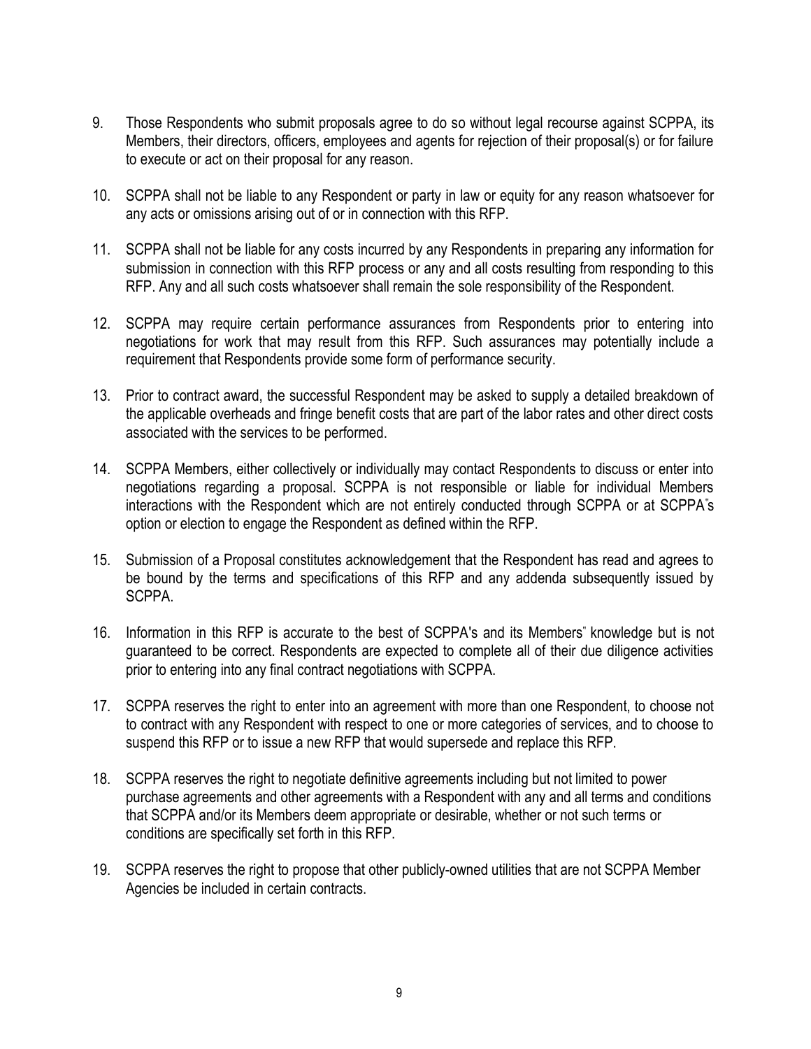9. Those Respondents who submit proposals agree to do so without legal recourse against SCPPA, its Members, their directors, officers, employees and agents for rejection of their proposal(s) or for failure to execute or act on their proposal for any reason.

10. SCPPA shall not be liable to any Respondent or party in law or equity for any reason whatsoever for any acts or omissions arising out of or in connection with this RFP.

11. SCPPA shall not be liable for any costs incurred by any Respondents in preparing any information for submission in connection with this RFP process or any and all costs resulting from responding to this RFP. Any and all such costs whatsoever shall remain the sole responsibility of the Respondent.

12. SCPPA may require certain performance assurances from Respondents prior to entering into negotiations for work that may result from this RFP. Such assurances may potentially include a requirement that Respondents provide some form of performance security.

13. Prior to contract award, the successful Respondent may be asked to supply a detailed breakdown of the applicable overheads and fringe benefit costs that are part of the labor rates and other direct costs associated with the services to be performed.

14. SCPPA Members, either collectively or individually may contact Respondents to discuss or enter into negotiations regarding a proposal. SCPPA is not responsible or liable for individual Members interactions with the Respondent which are not entirely conducted through SCPPA or at SCPPA"s option or election to engage the Respondent as defined within the RFP.

15. Submission of a Proposal constitutes acknowledgement that the Respondent has read and agrees to be bound by the terms and specifications of this RFP and any addenda subsequently issued by SCPPA.

16. Information in this RFP is accurate to the best of SCPPA's and its Members" knowledge but is not guaranteed to be correct. Respondents are expected to complete all of their due diligence activities prior to entering into any final contract negotiations with SCPPA.

17. SCPPA reserves the right to enter into an agreement with more than one Respondent, to choose not to contract with any Respondent with respect to one or more categories of services, and to choose to suspend this RFP or to issue a new RFP that would supersede and replace this RFP.

18. SCPPA reserves the right to negotiate definitive agreements including but not limited to power purchase agreements and other agreements with a Respondent with any and all terms and conditions that SCPPA and/or its Members deem appropriate or desirable, whether or not such terms or conditions are specifically set forth in this RFP.

19. SCPPA reserves the right to propose that other publicly-owned utilities that are not SCPPA Member Agencies be included in certain contracts.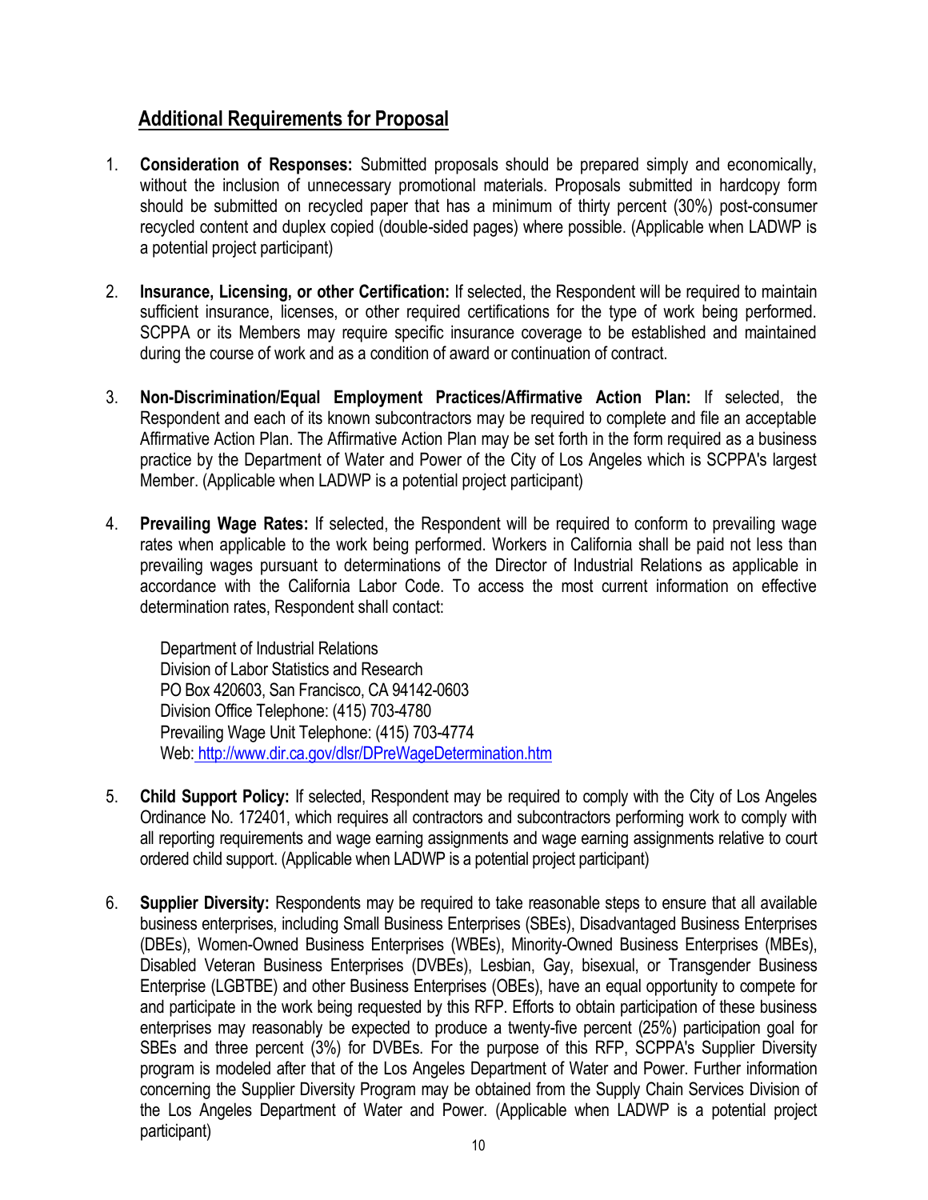## Additional Requirements for Proposal

1. **Consideration of Responses:** Submitted proposals should be prepared simply and economically, without the inclusion of unnecessary promotional materials. Proposals submitted in hardcopy form should be submitted on recycled paper that has a minimum of thirty percent (30%) post-consumer recycled content and duplex copied (double-sided pages) where possible. (Applicable when LADWP is a potential project participant)

2. **Insurance, Licensing, or other Certification:** If selected, the Respondent will be required to maintain sufficient insurance, licenses, or other required certifications for the type of work being performed. SCPPA or its Members may require specific insurance coverage to be established and maintained during the course of work and as a condition of award or continuation of contract.

3. **Non-Discrimination/Equal Employment Practices/Affirmative Action Plan:** If selected, the Respondent and each of its known subcontractors may be required to complete and file an acceptable Affirmative Action Plan. The Affirmative Action Plan may be set forth in the form required as a business practice by the Department of Water and Power of the City of Los Angeles which is SCPPA's largest Member. (Applicable when LADWP is a potential project participant)

4. **Prevailing Wage Rates:** If selected, the Respondent will be required to conform to prevailing wage rates when applicable to the work being performed. Workers in California shall be paid not less than prevailing wages pursuant to determinations of the Director of Industrial Relations as applicable in accordance with the California Labor Code. To access the most current information on effective determination rates, Respondent shall contact:

   Department of Industrial Relations
   Division of Labor Statistics and Research
   PO Box 420603, San Francisco, CA 94142-0603
   Division Office Telephone: (415) 703-4780
   Prevailing Wage Unit Telephone: (415) 703-4774
   Web: http://www.dir.ca.gov/dlsr/DPreWageDetermination.htm

5. **Child Support Policy:** If selected, Respondent may be required to comply with the City of Los Angeles Ordinance No. 172401, which requires all contractors and subcontractors performing work to comply with all reporting requirements and wage earning assignments and wage earning assignments relative to court ordered child support. (Applicable when LADWP is a potential project participant)

6. **Supplier Diversity:** Respondents may be required to take reasonable steps to ensure that all available business enterprises, including Small Business Enterprises (SBEs), Disadvantaged Business Enterprises (DBEs), Women-Owned Business Enterprises (WBEs), Minority-Owned Business Enterprises (MBEs), Disabled Veteran Business Enterprises (DVBEs), Lesbian, Gay, bisexual, or Transgender Business Enterprise (LGBTBE) and other Business Enterprises (OBEs), have an equal opportunity to compete for and participate in the work being requested by this RFP. Efforts to obtain participation of these business enterprises may reasonably be expected to produce a twenty-five percent (25%) participation goal for SBEs and three percent (3%) for DVBEs. For the purpose of this RFP, SCPPA's Supplier Diversity program is modeled after that of the Los Angeles Department of Water and Power. Further information concerning the Supplier Diversity Program may be obtained from the Supply Chain Services Division of the Los Angeles Department of Water and Power. (Applicable when LADWP is a potential project participant)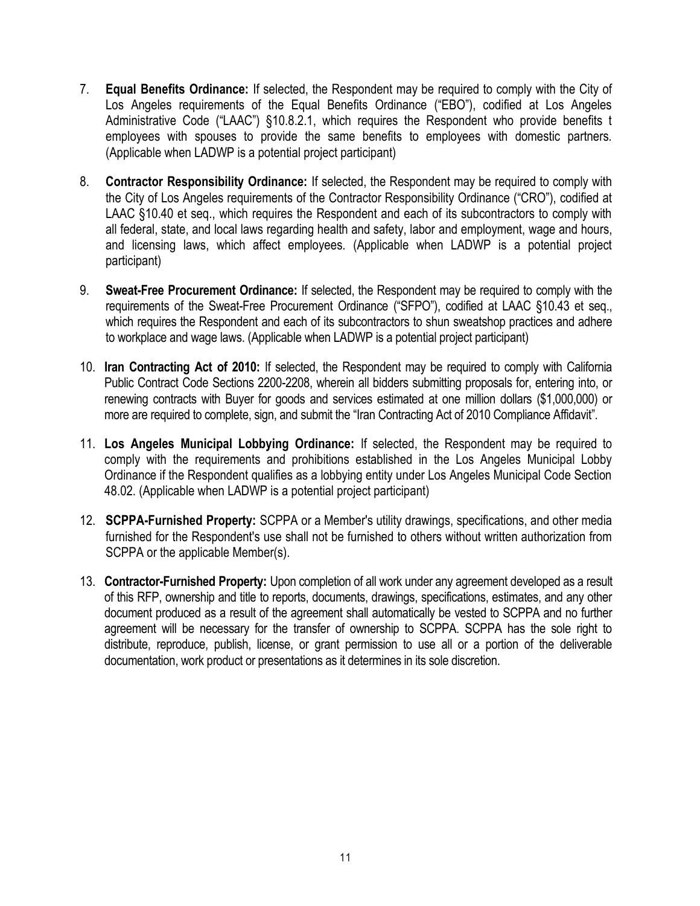7. **Equal Benefits Ordinance:** If selected, the Respondent may be required to comply with the City of Los Angeles requirements of the Equal Benefits Ordinance ("EBO"), codified at Los Angeles Administrative Code ("LAAC") §10.8.2.1, which requires the Respondent who provide benefits t employees with spouses to provide the same benefits to employees with domestic partners. (Applicable when LADWP is a potential project participant)

8. **Contractor Responsibility Ordinance:** If selected, the Respondent may be required to comply with the City of Los Angeles requirements of the Contractor Responsibility Ordinance ("CRO"), codified at LAAC §10.40 et seq., which requires the Respondent and each of its subcontractors to comply with all federal, state, and local laws regarding health and safety, labor and employment, wage and hours, and licensing laws, which affect employees. (Applicable when LADWP is a potential project participant)

9. **Sweat-Free Procurement Ordinance:** If selected, the Respondent may be required to comply with the requirements of the Sweat-Free Procurement Ordinance ("SFPO"), codified at LAAC §10.43 et seq., which requires the Respondent and each of its subcontractors to shun sweatshop practices and adhere to workplace and wage laws. (Applicable when LADWP is a potential project participant)

10. **Iran Contracting Act of 2010:** If selected, the Respondent may be required to comply with California Public Contract Code Sections 2200-2208, wherein all bidders submitting proposals for, entering into, or renewing contracts with Buyer for goods and services estimated at one million dollars ($1,000,000) or more are required to complete, sign, and submit the "Iran Contracting Act of 2010 Compliance Affidavit".

11. **Los Angeles Municipal Lobbying Ordinance:** If selected, the Respondent may be required to comply with the requirements and prohibitions established in the Los Angeles Municipal Lobby Ordinance if the Respondent qualifies as a lobbying entity under Los Angeles Municipal Code Section 48.02. (Applicable when LADWP is a potential project participant)

12. **SCPPA-Furnished Property:** SCPPA or a Member's utility drawings, specifications, and other media furnished for the Respondent's use shall not be furnished to others without written authorization from SCPPA or the applicable Member(s).

13. **Contractor-Furnished Property:** Upon completion of all work under any agreement developed as a result of this RFP, ownership and title to reports, documents, drawings, specifications, estimates, and any other document produced as a result of the agreement shall automatically be vested to SCPPA and no further agreement will be necessary for the transfer of ownership to SCPPA. SCPPA has the sole right to distribute, reproduce, publish, license, or grant permission to use all or a portion of the deliverable documentation, work product or presentations as it determines in its sole discretion.